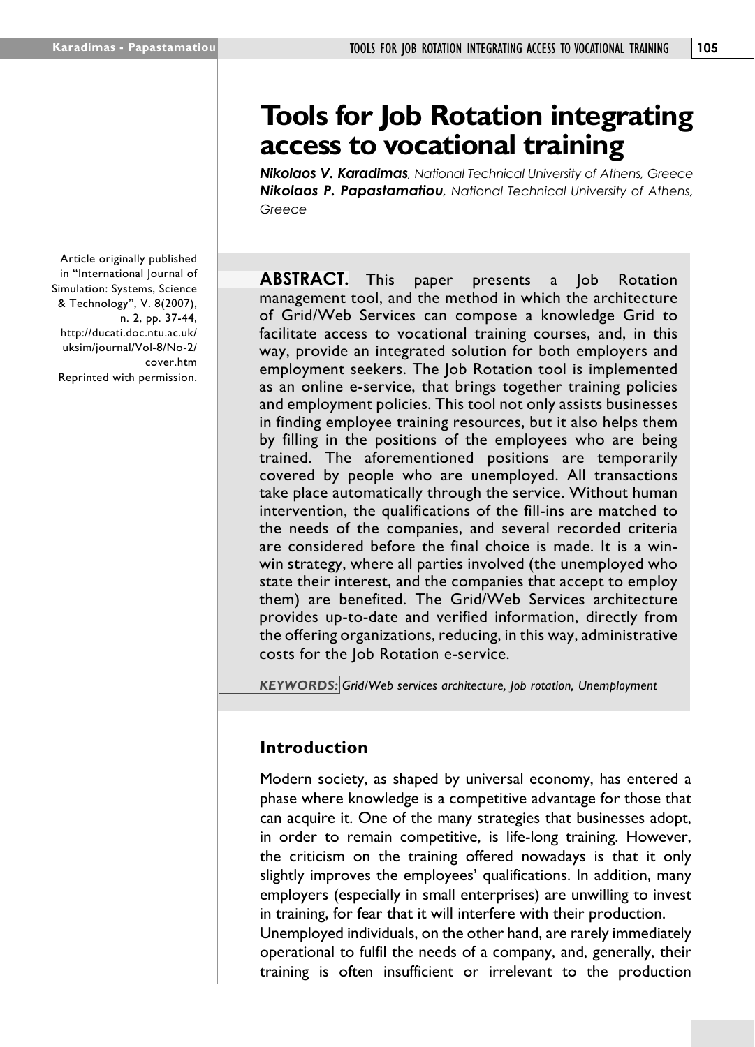# Tools for Job Rotation integrating access to vocational training

***Nikolaos V. Karadimas**, National Technical University of Athens, Greece*
***Nikolaos P. Papastamatiou**, National Technical University of Athens, Greece*

Article originally published in "International Journal of Simulation: Systems, Science & Technology", V. 8(2007), n. 2, pp. 37-44, http://ducati.doc.ntu.ac.uk/uksim/journal/Vol-8/No-2/cover.htm
Reprinted with permission.

**ABSTRACT.** This paper presents a Job Rotation management tool, and the method in which the architecture of Grid/Web Services can compose a knowledge Grid to facilitate access to vocational training courses, and, in this way, provide an integrated solution for both employers and employment seekers. The Job Rotation tool is implemented as an online e-service, that brings together training policies and employment policies. This tool not only assists businesses in finding employee training resources, but it also helps them by filling in the positions of the employees who are being trained. The aforementioned positions are temporarily covered by people who are unemployed. All transactions take place automatically through the service. Without human intervention, the qualifications of the fill-ins are matched to the needs of the companies, and several recorded criteria are considered before the final choice is made. It is a win-win strategy, where all parties involved (the unemployed who state their interest, and the companies that accept to employ them) are benefited. The Grid/Web Services architecture provides up-to-date and verified information, directly from the offering organizations, reducing, in this way, administrative costs for the Job Rotation e-service.

***KEYWORDS:** Grid/Web services architecture, Job rotation, Unemployment*

## Introduction

Modern society, as shaped by universal economy, has entered a phase where knowledge is a competitive advantage for those that can acquire it. One of the many strategies that businesses adopt, in order to remain competitive, is life-long training. However, the criticism on the training offered nowadays is that it only slightly improves the employees' qualifications. In addition, many employers (especially in small enterprises) are unwilling to invest in training, for fear that it will interfere with their production.
Unemployed individuals, on the other hand, are rarely immediately operational to fulfil the needs of a company, and, generally, their training is often insufficient or irrelevant to the production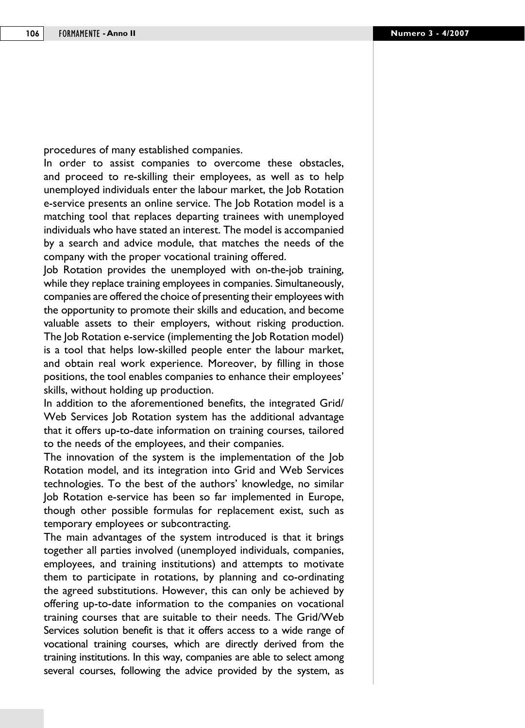procedures of many established companies.

In order to assist companies to overcome these obstacles, and proceed to re-skilling their employees, as well as to help unemployed individuals enter the labour market, the Job Rotation e-service presents an online service. The Job Rotation model is a matching tool that replaces departing trainees with unemployed individuals who have stated an interest. The model is accompanied by a search and advice module, that matches the needs of the company with the proper vocational training offered.

Job Rotation provides the unemployed with on-the-job training, while they replace training employees in companies. Simultaneously, companies are offered the choice of presenting their employees with the opportunity to promote their skills and education, and become valuable assets to their employers, without risking production. The Job Rotation e-service (implementing the Job Rotation model) is a tool that helps low-skilled people enter the labour market, and obtain real work experience. Moreover, by filling in those positions, the tool enables companies to enhance their employees' skills, without holding up production.

In addition to the aforementioned benefits, the integrated Grid/Web Services Job Rotation system has the additional advantage that it offers up-to-date information on training courses, tailored to the needs of the employees, and their companies.

The innovation of the system is the implementation of the Job Rotation model, and its integration into Grid and Web Services technologies. To the best of the authors' knowledge, no similar Job Rotation e-service has been so far implemented in Europe, though other possible formulas for replacement exist, such as temporary employees or subcontracting.

The main advantages of the system introduced is that it brings together all parties involved (unemployed individuals, companies, employees, and training institutions) and attempts to motivate them to participate in rotations, by planning and co-ordinating the agreed substitutions. However, this can only be achieved by offering up-to-date information to the companies on vocational training courses that are suitable to their needs. The Grid/Web Services solution benefit is that it offers access to a wide range of vocational training courses, which are directly derived from the training institutions. In this way, companies are able to select among several courses, following the advice provided by the system, as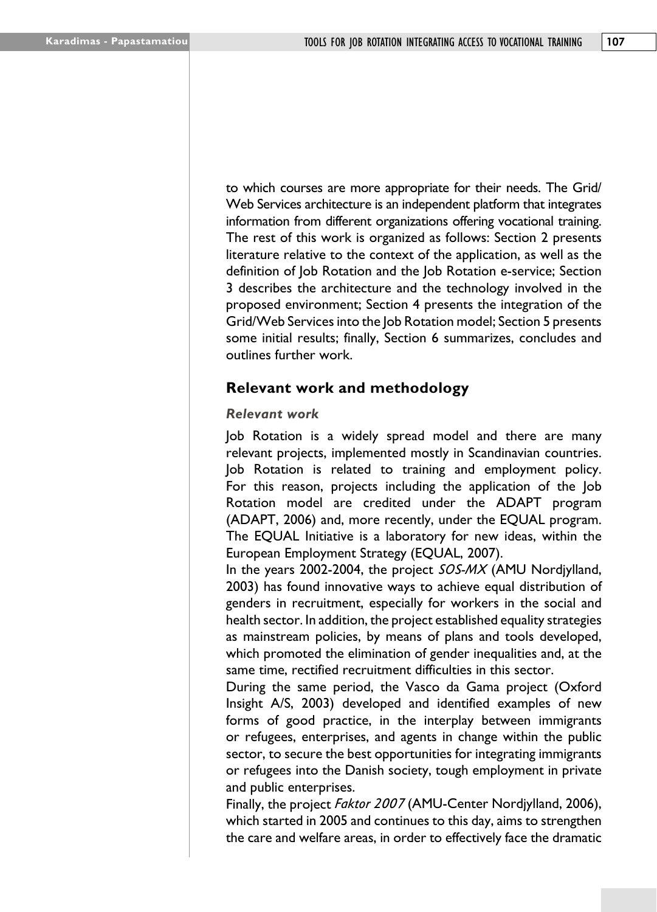to which courses are more appropriate for their needs. The Grid/ Web Services architecture is an independent platform that integrates information from different organizations offering vocational training. The rest of this work is organized as follows: Section 2 presents literature relative to the context of the application, as well as the definition of Job Rotation and the Job Rotation e-service; Section 3 describes the architecture and the technology involved in the proposed environment; Section 4 presents the integration of the Grid/Web Services into the Job Rotation model; Section 5 presents some initial results; finally, Section 6 summarizes, concludes and outlines further work.

## Relevant work and methodology

### *Relevant work*

Job Rotation is a widely spread model and there are many relevant projects, implemented mostly in Scandinavian countries. Job Rotation is related to training and employment policy. For this reason, projects including the application of the Job Rotation model are credited under the ADAPT program (ADAPT, 2006) and, more recently, under the EQUAL program. The EQUAL Initiative is a laboratory for new ideas, within the European Employment Strategy (EQUAL, 2007).

In the years 2002-2004, the project *SOS-MX* (AMU Nordjylland, 2003) has found innovative ways to achieve equal distribution of genders in recruitment, especially for workers in the social and health sector. In addition, the project established equality strategies as mainstream policies, by means of plans and tools developed, which promoted the elimination of gender inequalities and, at the same time, rectified recruitment difficulties in this sector.

During the same period, the Vasco da Gama project (Oxford Insight A/S, 2003) developed and identified examples of new forms of good practice, in the interplay between immigrants or refugees, enterprises, and agents in change within the public sector, to secure the best opportunities for integrating immigrants or refugees into the Danish society, tough employment in private and public enterprises.

Finally, the project *Faktor 2007* (AMU-Center Nordjylland, 2006), which started in 2005 and continues to this day, aims to strengthen the care and welfare areas, in order to effectively face the dramatic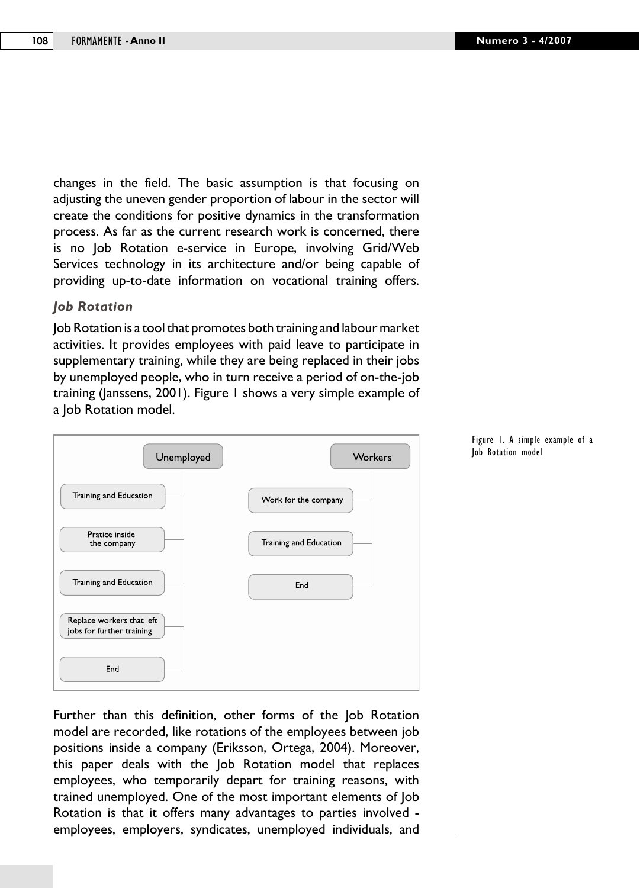changes in the field. The basic assumption is that focusing on adjusting the uneven gender proportion of labour in the sector will create the conditions for positive dynamics in the transformation process. As far as the current research work is concerned, there is no Job Rotation e-service in Europe, involving Grid/Web Services technology in its architecture and/or being capable of providing up-to-date information on vocational training offers.

### *Job Rotation*

Job Rotation is a tool that promotes both training and labour market activities. It provides employees with paid leave to participate in supplementary training, while they are being replaced in their jobs by unemployed people, who in turn receive a period of on-the-job training (Janssens, 2001). Figure 1 shows a very simple example of a Job Rotation model.

**Unemployed**
- Training and Education
- Pratice inside the company
- Training and Education
- Replace workers that left jobs for further training
- End

**Workers**
- Work for the company
- Training and Education
- End

Figure 1. A simple example of a Job Rotation model

Further than this definition, other forms of the Job Rotation model are recorded, like rotations of the employees between job positions inside a company (Eriksson, Ortega, 2004). Moreover, this paper deals with the Job Rotation model that replaces employees, who temporarily depart for training reasons, with trained unemployed. One of the most important elements of Job Rotation is that it offers many advantages to parties involved - employees, employers, syndicates, unemployed individuals, and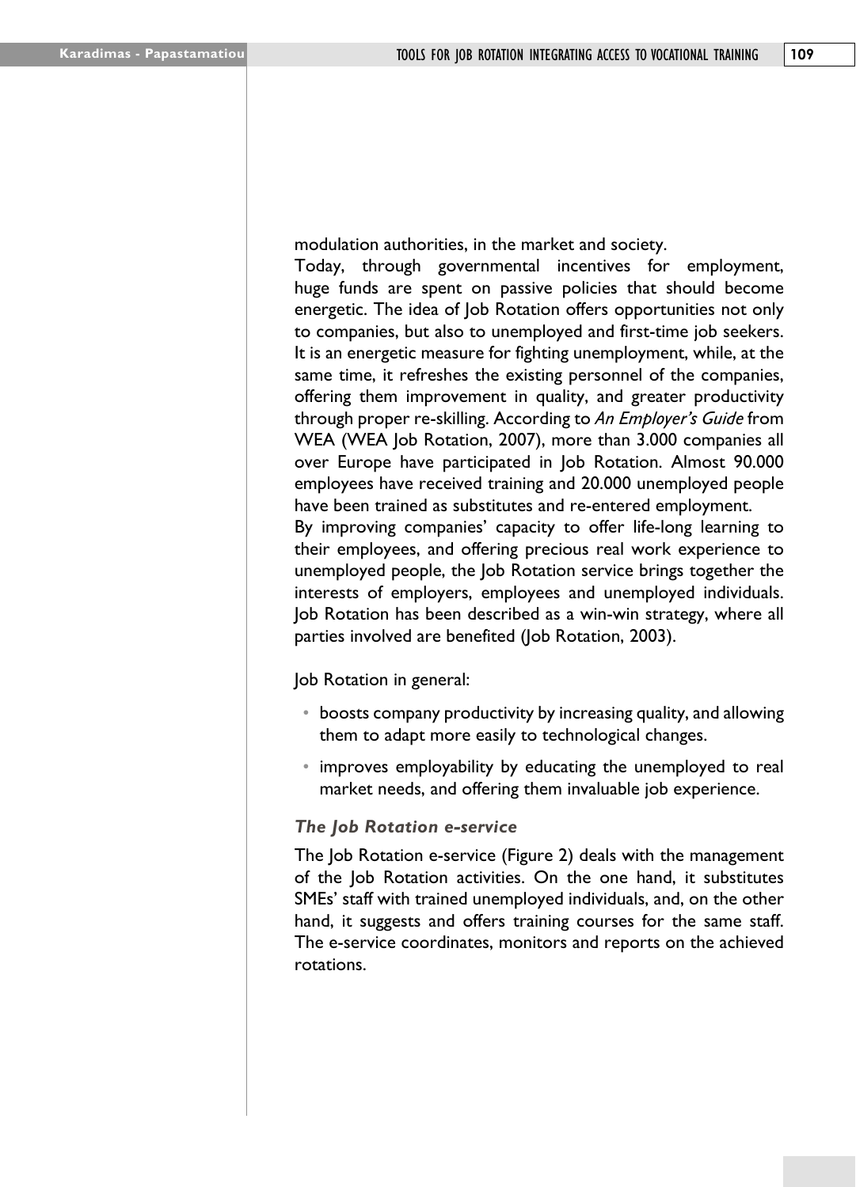modulation authorities, in the market and society.

Today, through governmental incentives for employment, huge funds are spent on passive policies that should become energetic. The idea of Job Rotation offers opportunities not only to companies, but also to unemployed and first-time job seekers. It is an energetic measure for fighting unemployment, while, at the same time, it refreshes the existing personnel of the companies, offering them improvement in quality, and greater productivity through proper re-skilling. According to *An Employer's Guide* from WEA (WEA Job Rotation, 2007), more than 3.000 companies all over Europe have participated in Job Rotation. Almost 90.000 employees have received training and 20.000 unemployed people have been trained as substitutes and re-entered employment.

By improving companies' capacity to offer life-long learning to their employees, and offering precious real work experience to unemployed people, the Job Rotation service brings together the interests of employers, employees and unemployed individuals. Job Rotation has been described as a win-win strategy, where all parties involved are benefited (Job Rotation, 2003).

Job Rotation in general:

- boosts company productivity by increasing quality, and allowing them to adapt more easily to technological changes.
- improves employability by educating the unemployed to real market needs, and offering them invaluable job experience.

### *The Job Rotation e-service*

The Job Rotation e-service (Figure 2) deals with the management of the Job Rotation activities. On the one hand, it substitutes SMEs' staff with trained unemployed individuals, and, on the other hand, it suggests and offers training courses for the same staff. The e-service coordinates, monitors and reports on the achieved rotations.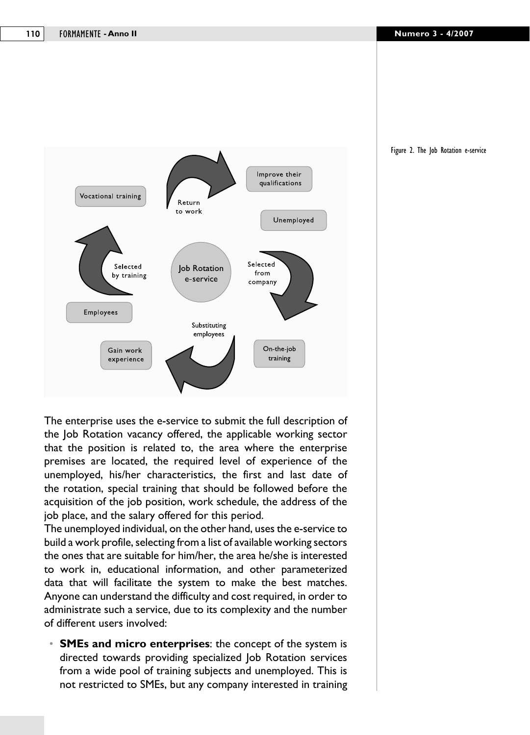Vocational training

Return to work

Improve their qualifications

Unemployed

Selected by training

Job Rotation e-service

Selected from company

Employees

Substituting employees

Gain work experience

On-the-job training

Figure 2. The Job Rotation e-service

The enterprise uses the e-service to submit the full description of the Job Rotation vacancy offered, the applicable working sector that the position is related to, the area where the enterprise premises are located, the required level of experience of the unemployed, his/her characteristics, the first and last date of the rotation, special training that should be followed before the acquisition of the job position, work schedule, the address of the job place, and the salary offered for this period.

The unemployed individual, on the other hand, uses the e-service to build a work profile, selecting from a list of available working sectors the ones that are suitable for him/her, the area he/she is interested to work in, educational information, and other parameterized data that will facilitate the system to make the best matches. Anyone can understand the difficulty and cost required, in order to administrate such a service, due to its complexity and the number of different users involved:

- **SMEs and micro enterprises**: the concept of the system is directed towards providing specialized Job Rotation services from a wide pool of training subjects and unemployed. This is not restricted to SMEs, but any company interested in training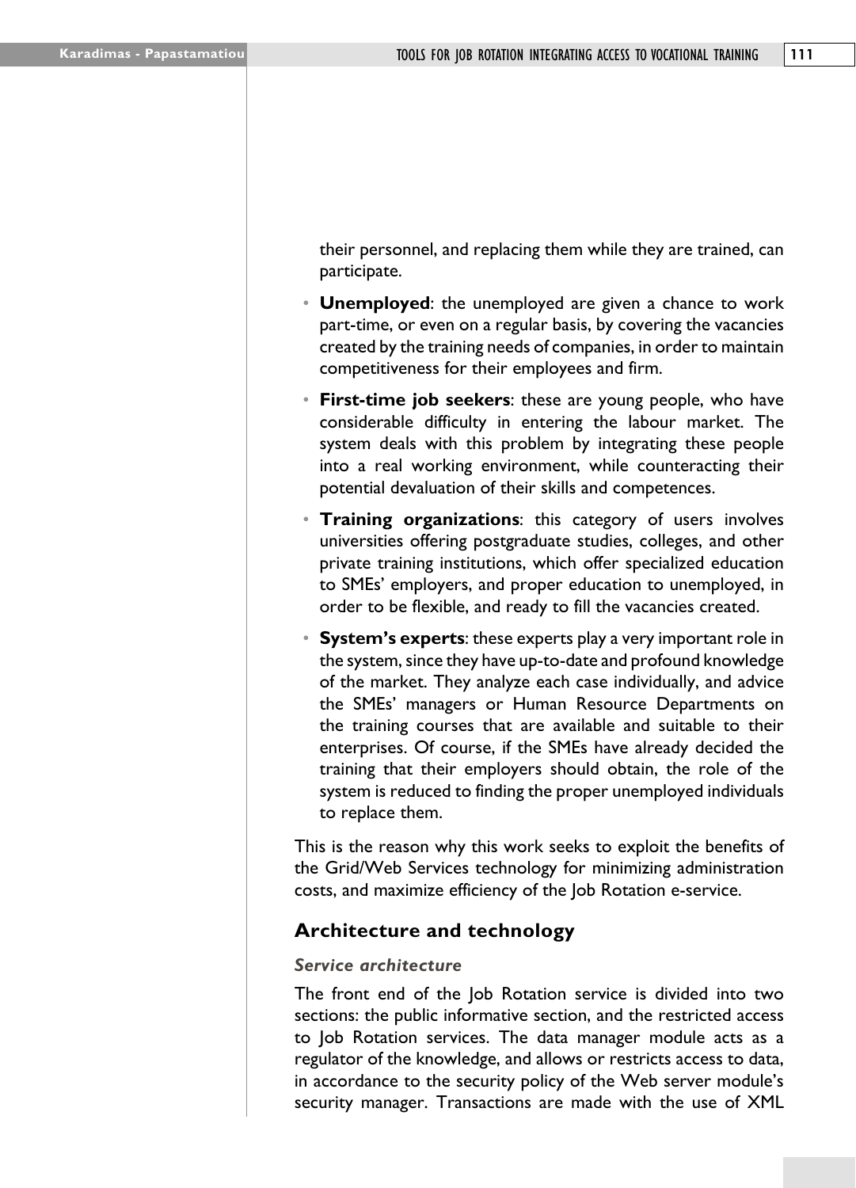their personnel, and replacing them while they are trained, can participate.

- **Unemployed**: the unemployed are given a chance to work part-time, or even on a regular basis, by covering the vacancies created by the training needs of companies, in order to maintain competitiveness for their employees and firm.
- **First-time job seekers**: these are young people, who have considerable difficulty in entering the labour market. The system deals with this problem by integrating these people into a real working environment, while counteracting their potential devaluation of their skills and competences.
- **Training organizations**: this category of users involves universities offering postgraduate studies, colleges, and other private training institutions, which offer specialized education to SMEs' employers, and proper education to unemployed, in order to be flexible, and ready to fill the vacancies created.
- **System's experts**: these experts play a very important role in the system, since they have up-to-date and profound knowledge of the market. They analyze each case individually, and advice the SMEs' managers or Human Resource Departments on the training courses that are available and suitable to their enterprises. Of course, if the SMEs have already decided the training that their employers should obtain, the role of the system is reduced to finding the proper unemployed individuals to replace them.

This is the reason why this work seeks to exploit the benefits of the Grid/Web Services technology for minimizing administration costs, and maximize efficiency of the Job Rotation e-service.

## Architecture and technology

### *Service architecture*

The front end of the Job Rotation service is divided into two sections: the public informative section, and the restricted access to Job Rotation services. The data manager module acts as a regulator of the knowledge, and allows or restricts access to data, in accordance to the security policy of the Web server module's security manager. Transactions are made with the use of XML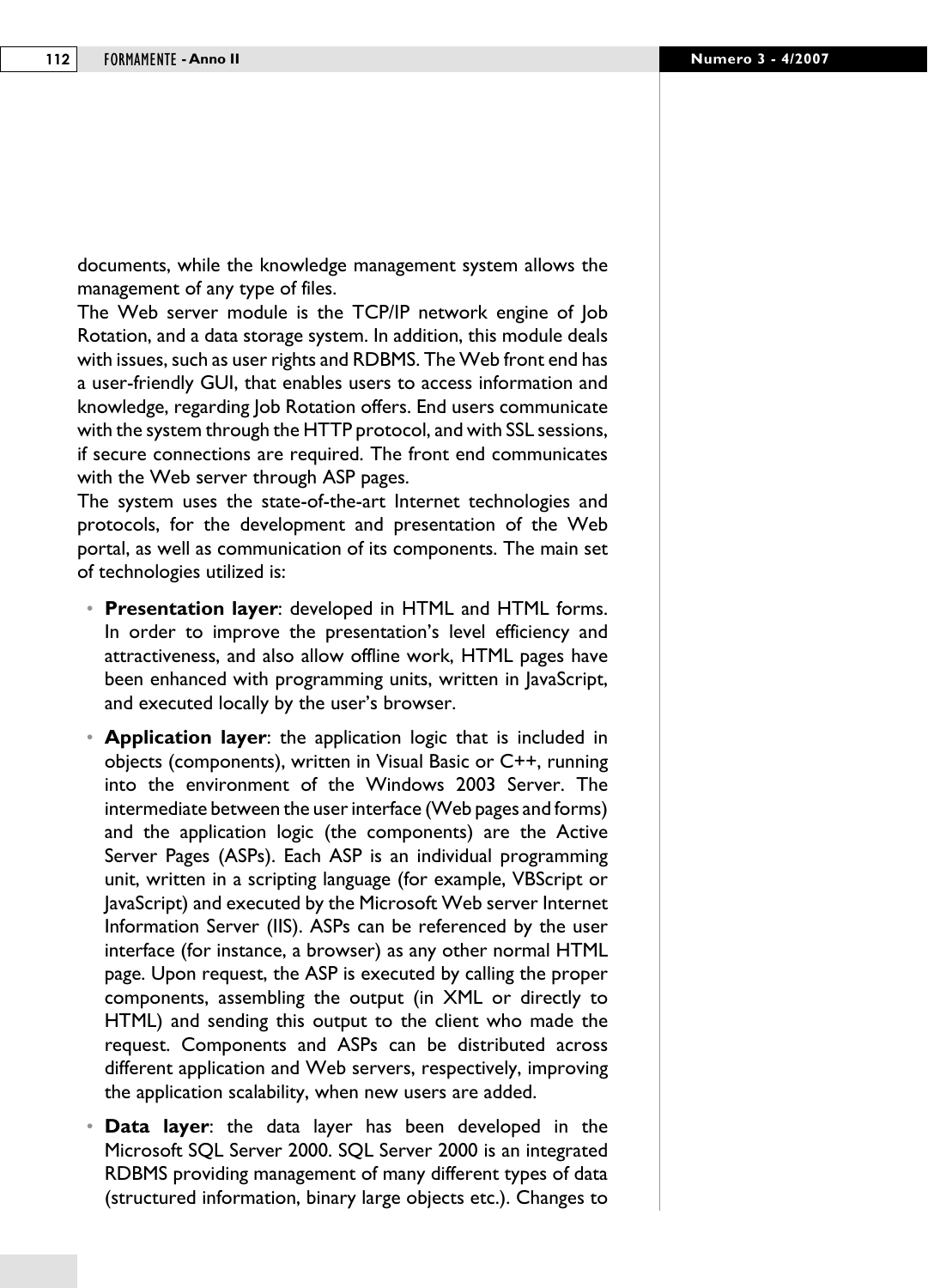documents, while the knowledge management system allows the management of any type of files.

The Web server module is the TCP/IP network engine of Job Rotation, and a data storage system. In addition, this module deals with issues, such as user rights and RDBMS. The Web front end has a user-friendly GUI, that enables users to access information and knowledge, regarding Job Rotation offers. End users communicate with the system through the HTTP protocol, and with SSL sessions, if secure connections are required. The front end communicates with the Web server through ASP pages.

The system uses the state-of-the-art Internet technologies and protocols, for the development and presentation of the Web portal, as well as communication of its components. The main set of technologies utilized is:

- **Presentation layer**: developed in HTML and HTML forms. In order to improve the presentation's level efficiency and attractiveness, and also allow offline work, HTML pages have been enhanced with programming units, written in JavaScript, and executed locally by the user's browser.
- **Application layer**: the application logic that is included in objects (components), written in Visual Basic or C++, running into the environment of the Windows 2003 Server. The intermediate between the user interface (Web pages and forms) and the application logic (the components) are the Active Server Pages (ASPs). Each ASP is an individual programming unit, written in a scripting language (for example, VBScript or JavaScript) and executed by the Microsoft Web server Internet Information Server (IIS). ASPs can be referenced by the user interface (for instance, a browser) as any other normal HTML page. Upon request, the ASP is executed by calling the proper components, assembling the output (in XML or directly to HTML) and sending this output to the client who made the request. Components and ASPs can be distributed across different application and Web servers, respectively, improving the application scalability, when new users are added.
- **Data layer**: the data layer has been developed in the Microsoft SQL Server 2000. SQL Server 2000 is an integrated RDBMS providing management of many different types of data (structured information, binary large objects etc.). Changes to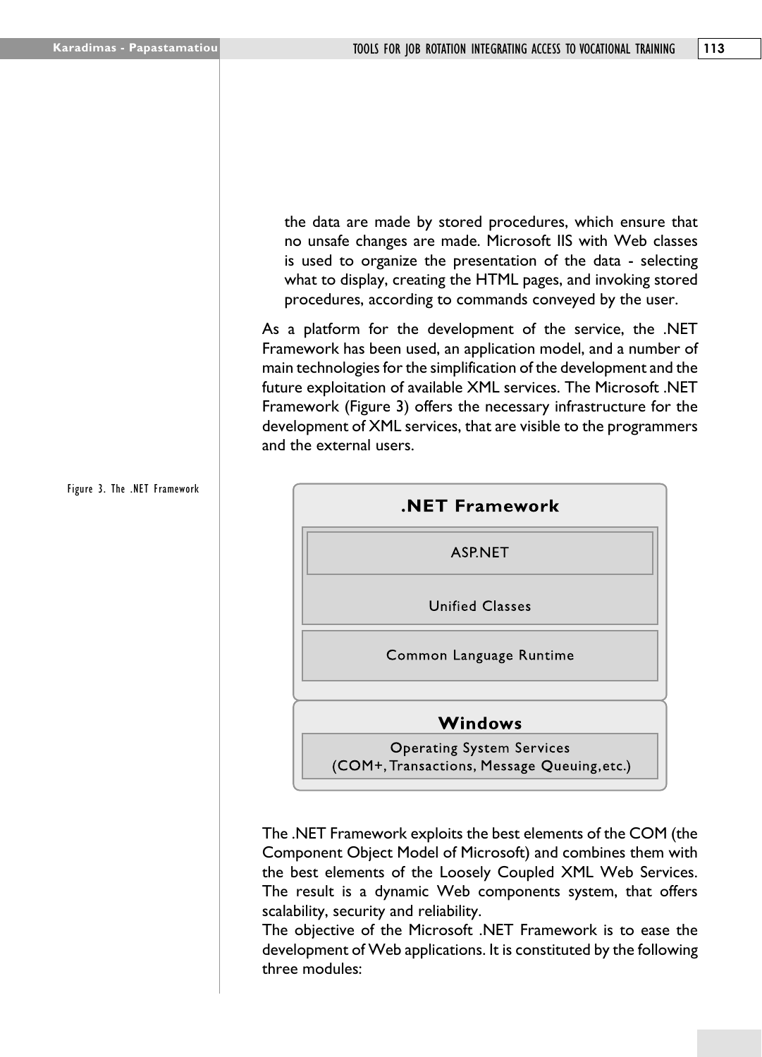the data are made by stored procedures, which ensure that no unsafe changes are made. Microsoft IIS with Web classes is used to organize the presentation of the data - selecting what to display, creating the HTML pages, and invoking stored procedures, according to commands conveyed by the user.

As a platform for the development of the service, the .NET Framework has been used, an application model, and a number of main technologies for the simplification of the development and the future exploitation of available XML services. The Microsoft .NET Framework (Figure 3) offers the necessary infrastructure for the development of XML services, that are visible to the programmers and the external users.

Figure 3. The .NET Framework

**.NET Framework**

ASP.NET

Unified Classes

Common Language Runtime

**Windows**

Operating System Services
(COM+, Transactions, Message Queuing, etc.)

The .NET Framework exploits the best elements of the COM (the Component Object Model of Microsoft) and combines them with the best elements of the Loosely Coupled XML Web Services. The result is a dynamic Web components system, that offers scalability, security and reliability.

The objective of the Microsoft .NET Framework is to ease the development of Web applications. It is constituted by the following three modules: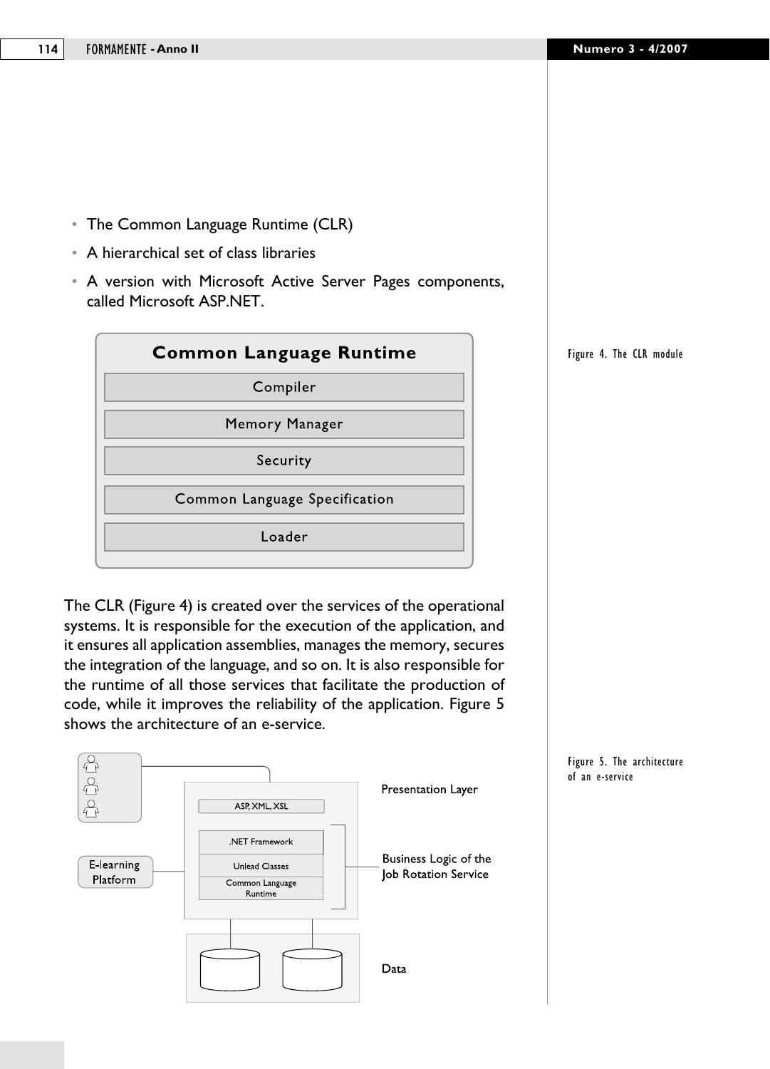- The Common Language Runtime (CLR)
- A hierarchical set of class libraries
- A version with Microsoft Active Server Pages components, called Microsoft ASP.NET.

| Common Language Runtime |
| --- |
| Compiler |
| Memory Manager |
| Security |
| Common Language Specification |
| Loader |

Figure 4. The CLR module

The CLR (Figure 4) is created over the services of the operational systems. It is responsible for the execution of the application, and it ensures all application assemblies, manages the memory, secures the integration of the language, and so on. It is also responsible for the runtime of all those services that facilitate the production of code, while it improves the reliability of the application. Figure 5 shows the architecture of an e-service.

Presentation Layer

ASP, XML, XSL

E-learning Platform

.NET Framework

Unlead Classes

Common Language Runtime

Business Logic of the Job Rotation Service

Data

Figure 5. The architecture of an e-service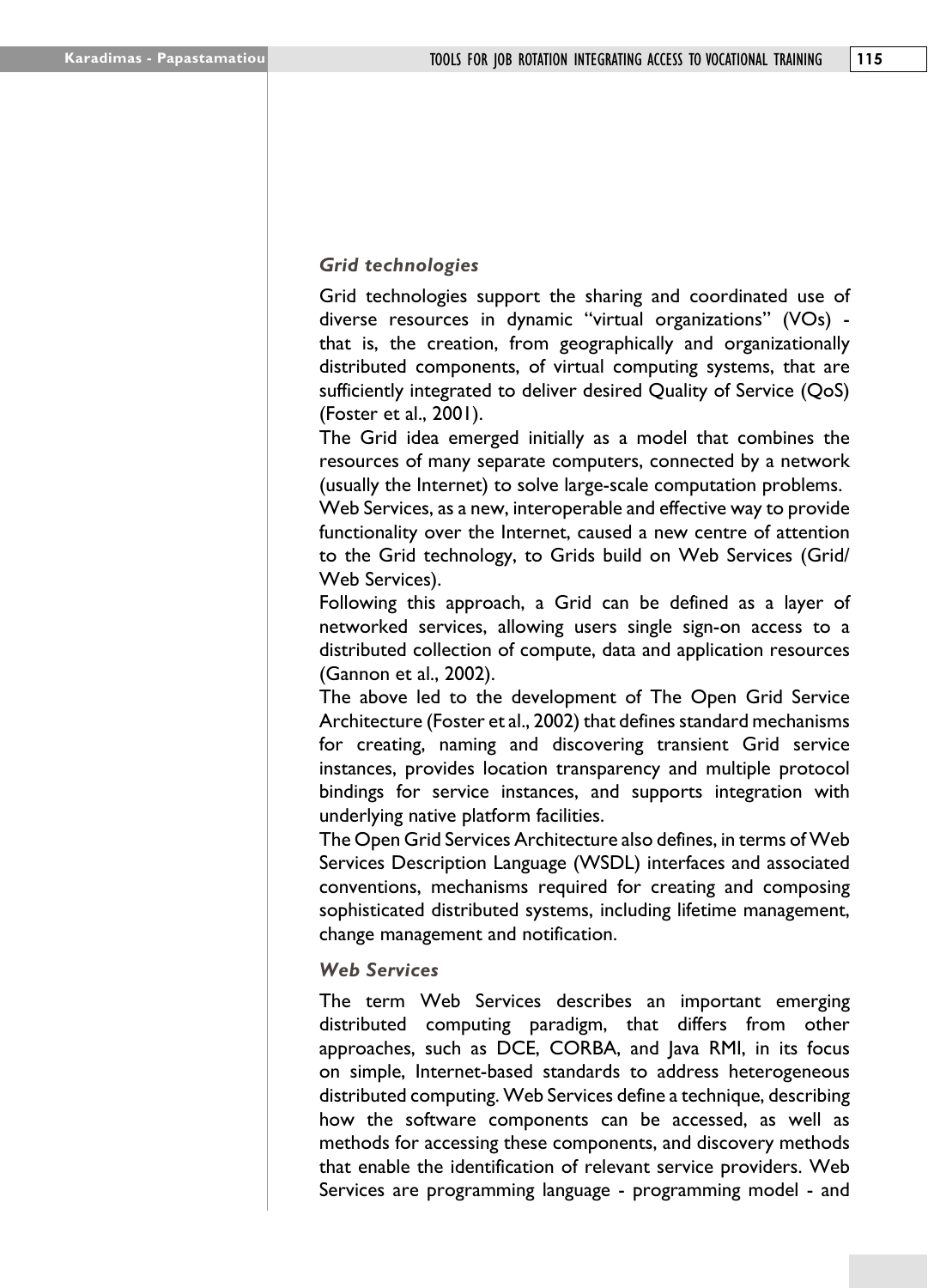### *Grid technologies*

Grid technologies support the sharing and coordinated use of diverse resources in dynamic "virtual organizations" (VOs) - that is, the creation, from geographically and organizationally distributed components, of virtual computing systems, that are sufficiently integrated to deliver desired Quality of Service (QoS) (Foster et al., 2001).

The Grid idea emerged initially as a model that combines the resources of many separate computers, connected by a network (usually the Internet) to solve large-scale computation problems.

Web Services, as a new, interoperable and effective way to provide functionality over the Internet, caused a new centre of attention to the Grid technology, to Grids build on Web Services (Grid/ Web Services).

Following this approach, a Grid can be defined as a layer of networked services, allowing users single sign-on access to a distributed collection of compute, data and application resources (Gannon et al., 2002).

The above led to the development of The Open Grid Service Architecture (Foster et al., 2002) that defines standard mechanisms for creating, naming and discovering transient Grid service instances, provides location transparency and multiple protocol bindings for service instances, and supports integration with underlying native platform facilities.

The Open Grid Services Architecture also defines, in terms of Web Services Description Language (WSDL) interfaces and associated conventions, mechanisms required for creating and composing sophisticated distributed systems, including lifetime management, change management and notification.

### *Web Services*

The term Web Services describes an important emerging distributed computing paradigm, that differs from other approaches, such as DCE, CORBA, and Java RMI, in its focus on simple, Internet-based standards to address heterogeneous distributed computing. Web Services define a technique, describing how the software components can be accessed, as well as methods for accessing these components, and discovery methods that enable the identification of relevant service providers. Web Services are programming language - programming model - and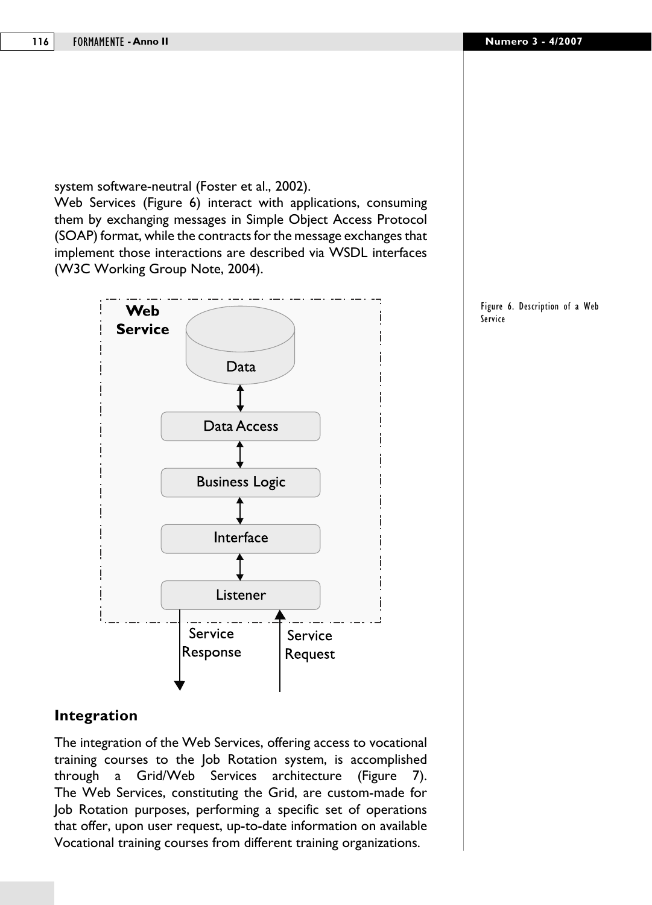system software-neutral (Foster et al., 2002).
Web Services (Figure 6) interact with applications, consuming them by exchanging messages in Simple Object Access Protocol (SOAP) format, while the contracts for the message exchanges that implement those interactions are described via WSDL interfaces (W3C Working Group Note, 2004).

Figure 6. Description of a Web Service

## Integration

The integration of the Web Services, offering access to vocational training courses to the Job Rotation system, is accomplished through a Grid/Web Services architecture (Figure 7). The Web Services, constituting the Grid, are custom-made for Job Rotation purposes, performing a specific set of operations that offer, upon user request, up-to-date information on available Vocational training courses from different training organizations.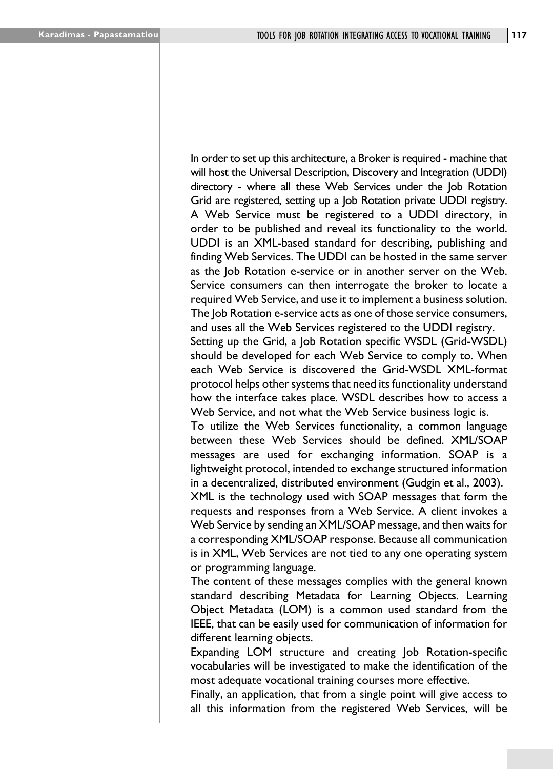In order to set up this architecture, a Broker is required - machine that will host the Universal Description, Discovery and Integration (UDDI) directory - where all these Web Services under the Job Rotation Grid are registered, setting up a Job Rotation private UDDI registry. A Web Service must be registered to a UDDI directory, in order to be published and reveal its functionality to the world. UDDI is an XML-based standard for describing, publishing and finding Web Services. The UDDI can be hosted in the same server as the Job Rotation e-service or in another server on the Web. Service consumers can then interrogate the broker to locate a required Web Service, and use it to implement a business solution. The Job Rotation e-service acts as one of those service consumers, and uses all the Web Services registered to the UDDI registry.

Setting up the Grid, a Job Rotation specific WSDL (Grid-WSDL) should be developed for each Web Service to comply to. When each Web Service is discovered the Grid-WSDL XML-format protocol helps other systems that need its functionality understand how the interface takes place. WSDL describes how to access a Web Service, and not what the Web Service business logic is.

To utilize the Web Services functionality, a common language between these Web Services should be defined. XML/SOAP messages are used for exchanging information. SOAP is a lightweight protocol, intended to exchange structured information in a decentralized, distributed environment (Gudgin et al., 2003).

XML is the technology used with SOAP messages that form the requests and responses from a Web Service. A client invokes a Web Service by sending an XML/SOAP message, and then waits for a corresponding XML/SOAP response. Because all communication is in XML, Web Services are not tied to any one operating system or programming language.

The content of these messages complies with the general known standard describing Metadata for Learning Objects. Learning Object Metadata (LOM) is a common used standard from the IEEE, that can be easily used for communication of information for different learning objects.

Expanding LOM structure and creating Job Rotation-specific vocabularies will be investigated to make the identification of the most adequate vocational training courses more effective.

Finally, an application, that from a single point will give access to all this information from the registered Web Services, will be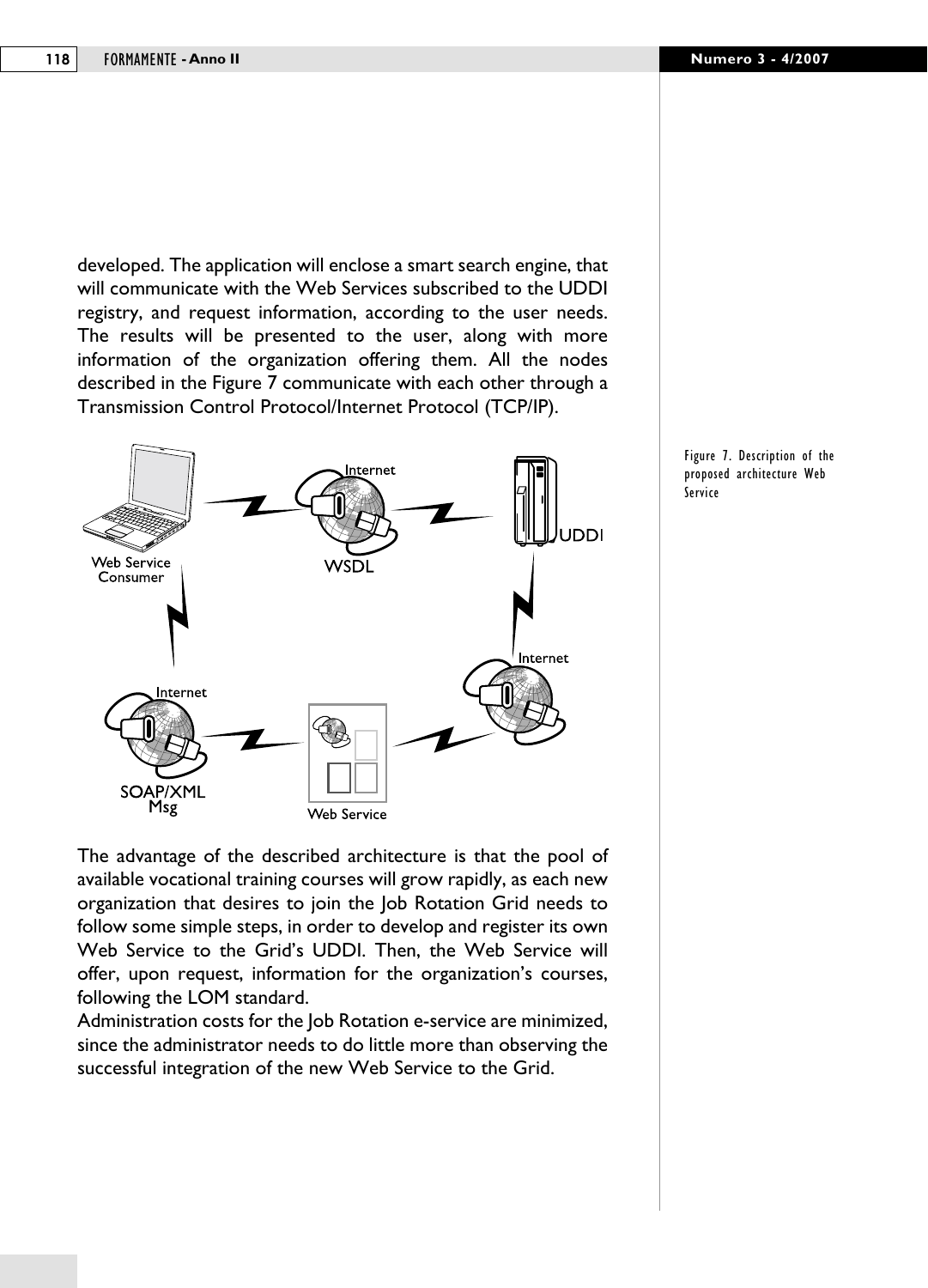developed. The application will enclose a smart search engine, that will communicate with the Web Services subscribed to the UDDI registry, and request information, according to the user needs. The results will be presented to the user, along with more information of the organization offering them. All the nodes described in the Figure 7 communicate with each other through a Transmission Control Protocol/Internet Protocol (TCP/IP).

Figure 7. Description of the proposed architecture Web Service

The advantage of the described architecture is that the pool of available vocational training courses will grow rapidly, as each new organization that desires to join the Job Rotation Grid needs to follow some simple steps, in order to develop and register its own Web Service to the Grid's UDDI. Then, the Web Service will offer, upon request, information for the organization's courses, following the LOM standard.

Administration costs for the Job Rotation e-service are minimized, since the administrator needs to do little more than observing the successful integration of the new Web Service to the Grid.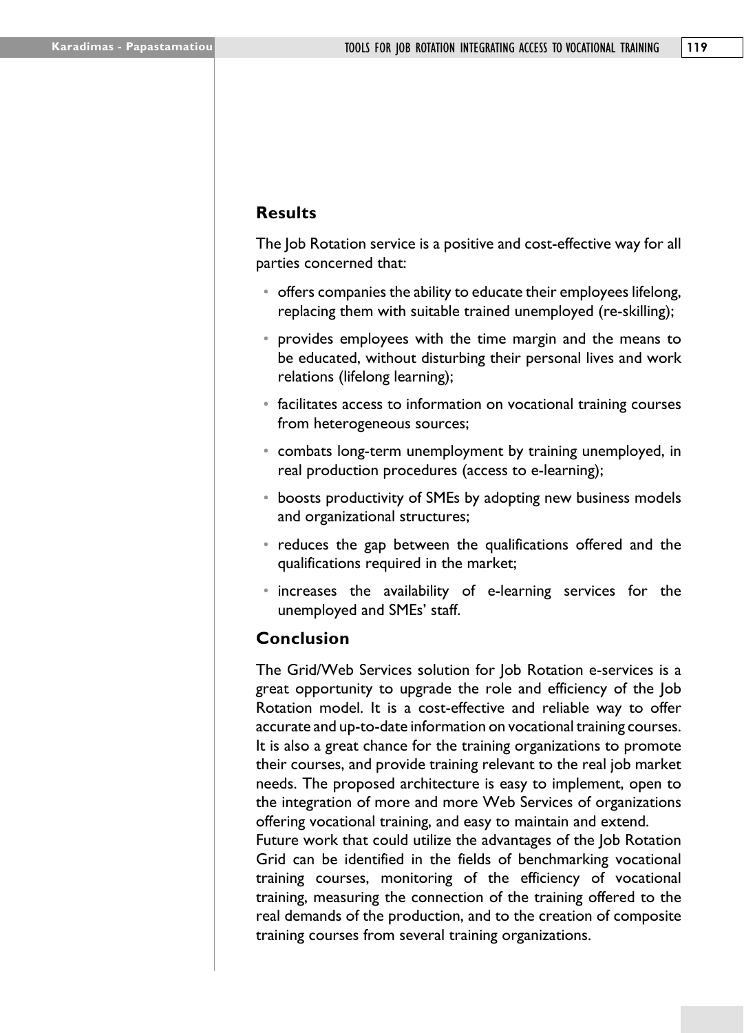## Results

The Job Rotation service is a positive and cost-effective way for all parties concerned that:

- offers companies the ability to educate their employees lifelong, replacing them with suitable trained unemployed (re-skilling);
- provides employees with the time margin and the means to be educated, without disturbing their personal lives and work relations (lifelong learning);
- facilitates access to information on vocational training courses from heterogeneous sources;
- combats long-term unemployment by training unemployed, in real production procedures (access to e-learning);
- boosts productivity of SMEs by adopting new business models and organizational structures;
- reduces the gap between the qualifications offered and the qualifications required in the market;
- increases the availability of e-learning services for the unemployed and SMEs' staff.

## Conclusion

The Grid/Web Services solution for Job Rotation e-services is a great opportunity to upgrade the role and efficiency of the Job Rotation model. It is a cost-effective and reliable way to offer accurate and up-to-date information on vocational training courses. It is also a great chance for the training organizations to promote their courses, and provide training relevant to the real job market needs. The proposed architecture is easy to implement, open to the integration of more and more Web Services of organizations offering vocational training, and easy to maintain and extend.

Future work that could utilize the advantages of the Job Rotation Grid can be identified in the fields of benchmarking vocational training courses, monitoring of the efficiency of vocational training, measuring the connection of the training offered to the real demands of the production, and to the creation of composite training courses from several training organizations.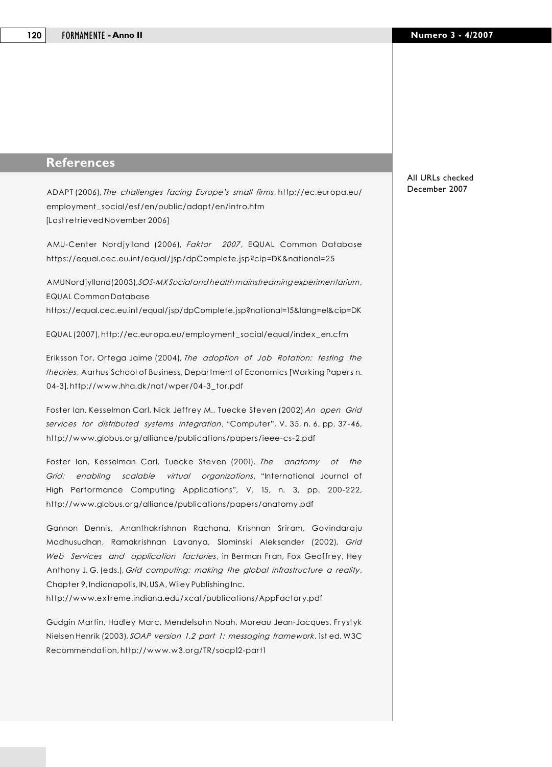## References

All URLs checked December 2007

ADAPT (2006), *The challenges facing Europe's small firms*, http://ec.europa.eu/employment_social/esf/en/public/adapt/en/intro.htm [Last retrieved November 2006]

AMU-Center Nordjylland (2006), *Faktor 2007*, EQUAL Common Database https://equal.cec.eu.int/equal/jsp/dpComplete.jsp?cip=DK&national=25

AMUNordjylland(2003), *SOS-MX Social and health mainstreaming experimentarium*, EQUAL Common Database https://equal.cec.eu.int/equal/jsp/dpComplete.jsp?national=15&lang=el&cip=DK

EQUAL (2007), http://ec.europa.eu/employment_social/equal/index_en.cfm

Eriksson Tor, Ortega Jaime (2004), *The adoption of Job Rotation: testing the theories*, Aarhus School of Business, Department of Economics [Working Papers n. 04-3], http://www.hha.dk/nat/wper/04-3_tor.pdf

Foster Ian, Kesselman Carl, Nick Jeffrey M., Tuecke Steven (2002) *An open Grid services for distributed systems integration*, "Computer", V. 35, n. 6, pp. 37-46, http://www.globus.org/alliance/publications/papers/ieee-cs-2.pdf

Foster Ian, Kesselman Carl, Tuecke Steven (2001), *The anatomy of the Grid: enabling scalable virtual organizations*, "International Journal of High Performance Computing Applications", V. 15, n. 3, pp. 200-222, http://www.globus.org/alliance/publications/papers/anatomy.pdf

Gannon Dennis, Ananthakrishnan Rachana, Krishnan Sriram, Govindaraju Madhusudhan, Ramakrishnan Lavanya, Slominski Aleksander (2002), *Grid Web Services and application factories*, in Berman Fran, Fox Geoffrey, Hey Anthony J. G. (eds.), *Grid computing: making the global infrastructure a reality*, Chapter 9, Indianapolis, IN, USA, Wiley Publishing Inc. http://www.extreme.indiana.edu/xcat/publications/AppFactory.pdf

Gudgin Martin, Hadley Marc, Mendelsohn Noah, Moreau Jean-Jacques, Frystyk Nielsen Henrik (2003), *SOAP version 1.2 part 1: messaging framework*. 1st ed. W3C Recommendation, http://www.w3.org/TR/soap12-part1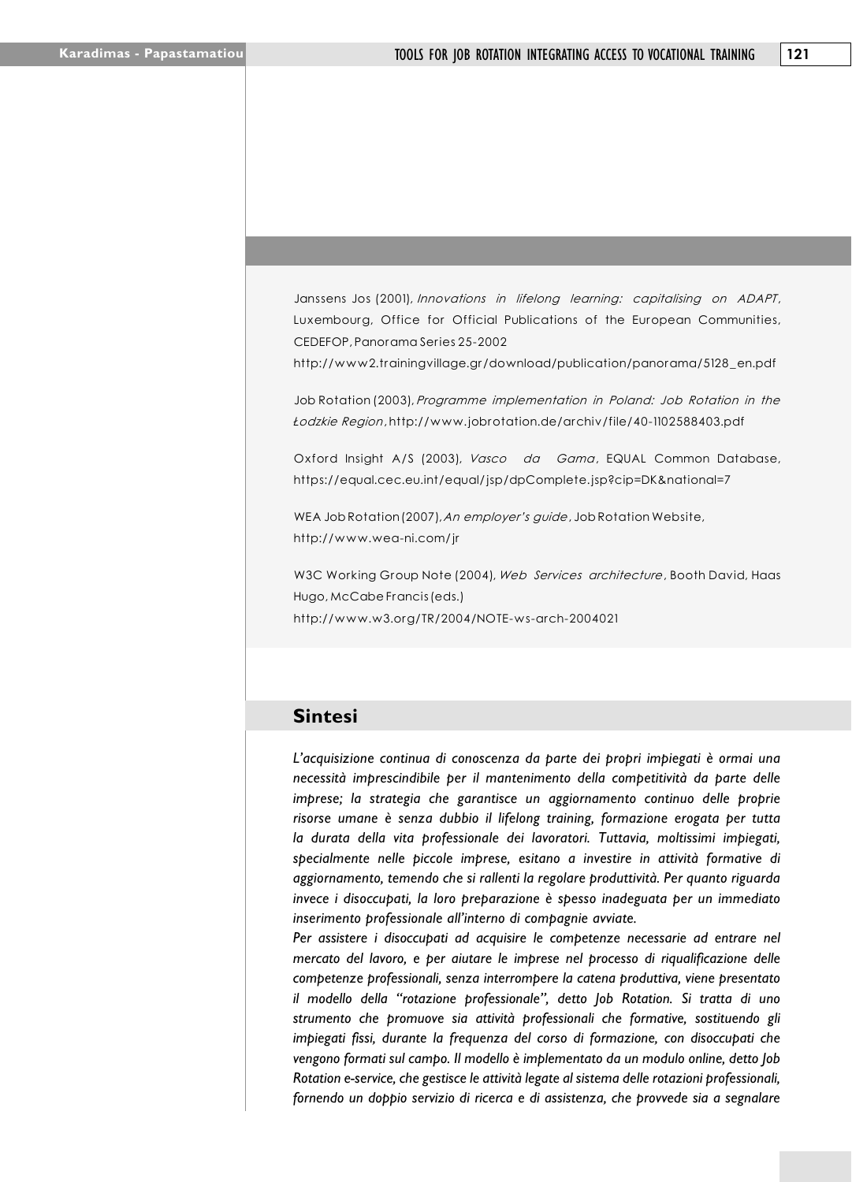Janssens Jos (2001), *Innovations in lifelong learning: capitalising on ADAPT*, Luxembourg, Office for Official Publications of the European Communities, CEDEFOP, Panorama Series 25-2002
http://www2.trainingvillage.gr/download/publication/panorama/5128_en.pdf

Job Rotation (2003), *Programme implementation in Poland: Job Rotation in the Łodzkie Region*, http://www.jobrotation.de/archiv/file/40-1102588403.pdf

Oxford Insight A/S (2003), *Vasco da Gama*, EQUAL Common Database, https://equal.cec.eu.int/equal/jsp/dpComplete.jsp?cip=DK&national=7

WEA Job Rotation (2007), *An employer's guide*, Job Rotation Website, http://www.wea-ni.com/jr

W3C Working Group Note (2004), *Web Services architecture*, Booth David, Haas Hugo, McCabe Francis (eds.)
http://www.w3.org/TR/2004/NOTE-ws-arch-2004021

## Sintesi

*L'acquisizione continua di conoscenza da parte dei propri impiegati è ormai una necessità imprescindibile per il mantenimento della competitività da parte delle imprese; la strategia che garantisce un aggiornamento continuo delle proprie risorse umane è senza dubbio il lifelong training, formazione erogata per tutta la durata della vita professionale dei lavoratori. Tuttavia, moltissimi impiegati, specialmente nelle piccole imprese, esitano a investire in attività formative di aggiornamento, temendo che si rallenti la regolare produttività. Per quanto riguarda invece i disoccupati, la loro preparazione è spesso inadeguata per un immediato inserimento professionale all'interno di compagnie avviate.*

*Per assistere i disoccupati ad acquisire le competenze necessarie ad entrare nel mercato del lavoro, e per aiutare le imprese nel processo di riqualificazione delle competenze professionali, senza interrompere la catena produttiva, viene presentato il modello della "rotazione professionale", detto Job Rotation. Si tratta di uno strumento che promuove sia attività professionali che formative, sostituendo gli impiegati fissi, durante la frequenza del corso di formazione, con disoccupati che vengono formati sul campo. Il modello è implementato da un modulo online, detto Job Rotation e-service, che gestisce le attività legate al sistema delle rotazioni professionali, fornendo un doppio servizio di ricerca e di assistenza, che provvede sia a segnalare*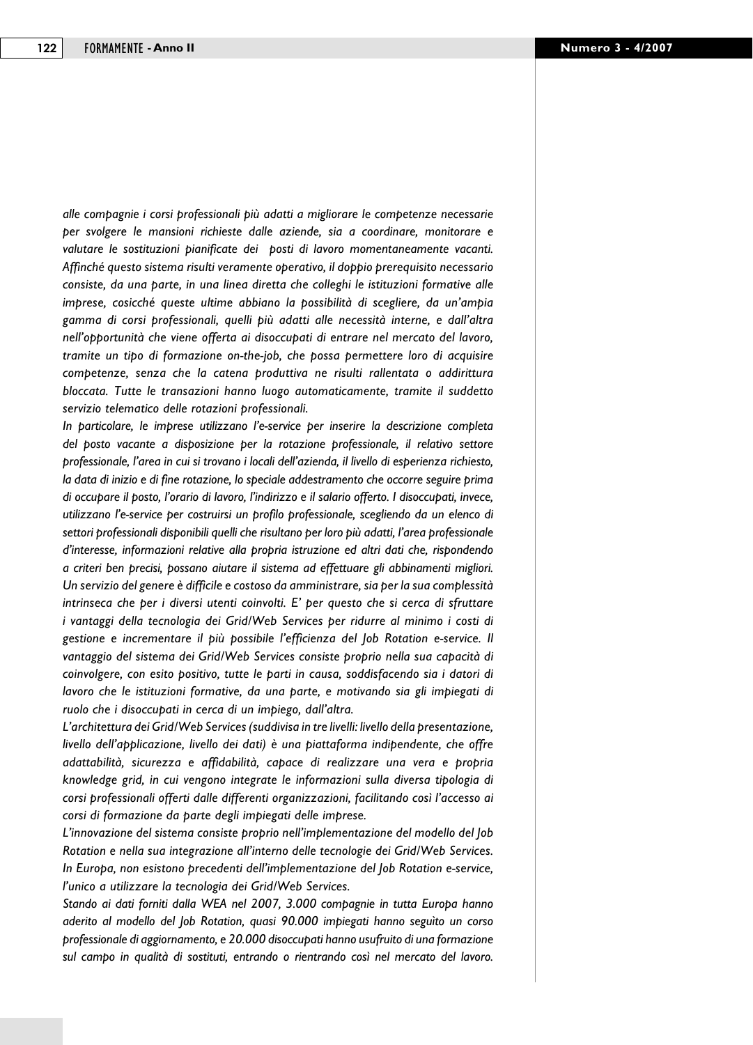*alle compagnie i corsi professionali più adatti a migliorare le competenze necessarie per svolgere le mansioni richieste dalle aziende, sia a coordinare, monitorare e valutare le sostituzioni pianificate dei posti di lavoro momentaneamente vacanti. Affinché questo sistema risulti veramente operativo, il doppio prerequisito necessario consiste, da una parte, in una linea diretta che colleghi le istituzioni formative alle imprese, cosicché queste ultime abbiano la possibilità di scegliere, da un'ampia gamma di corsi professionali, quelli più adatti alle necessità interne, e dall'altra nell'opportunità che viene offerta ai disoccupati di entrare nel mercato del lavoro, tramite un tipo di formazione on-the-job, che possa permettere loro di acquisire competenze, senza che la catena produttiva ne risulti rallentata o addirittura bloccata. Tutte le transazioni hanno luogo automaticamente, tramite il suddetto servizio telematico delle rotazioni professionali.*

*In particolare, le imprese utilizzano l'e-service per inserire la descrizione completa del posto vacante a disposizione per la rotazione professionale, il relativo settore professionale, l'area in cui si trovano i locali dell'azienda, il livello di esperienza richiesto, la data di inizio e di fine rotazione, lo speciale addestramento che occorre seguire prima di occupare il posto, l'orario di lavoro, l'indirizzo e il salario offerto. I disoccupati, invece, utilizzano l'e-service per costruirsi un profilo professionale, scegliendo da un elenco di settori professionali disponibili quelli che risultano per loro più adatti, l'area professionale d'interesse, informazioni relative alla propria istruzione ed altri dati che, rispondendo a criteri ben precisi, possano aiutare il sistema ad effettuare gli abbinamenti migliori. Un servizio del genere è difficile e costoso da amministrare, sia per la sua complessità intrinseca che per i diversi utenti coinvolti. E' per questo che si cerca di sfruttare i vantaggi della tecnologia dei Grid/Web Services per ridurre al minimo i costi di gestione e incrementare il più possibile l'efficienza del Job Rotation e-service. Il vantaggio del sistema dei Grid/Web Services consiste proprio nella sua capacità di coinvolgere, con esito positivo, tutte le parti in causa, soddisfacendo sia i datori di lavoro che le istituzioni formative, da una parte, e motivando sia gli impiegati di ruolo che i disoccupati in cerca di un impiego, dall'altra.*

*L'architettura dei Grid/Web Services (suddivisa in tre livelli: livello della presentazione, livello dell'applicazione, livello dei dati) è una piattaforma indipendente, che offre adattabilità, sicurezza e affidabilità, capace di realizzare una vera e propria knowledge grid, in cui vengono integrate le informazioni sulla diversa tipologia di corsi professionali offerti dalle differenti organizzazioni, facilitando così l'accesso ai corsi di formazione da parte degli impiegati delle imprese.*

*L'innovazione del sistema consiste proprio nell'implementazione del modello del Job Rotation e nella sua integrazione all'interno delle tecnologie dei Grid/Web Services. In Europa, non esistono precedenti dell'implementazione del Job Rotation e-service, l'unico a utilizzare la tecnologia dei Grid/Web Services.*

*Stando ai dati forniti dalla WEA nel 2007, 3.000 compagnie in tutta Europa hanno aderito al modello del Job Rotation, quasi 90.000 impiegati hanno seguito un corso professionale di aggiornamento, e 20.000 disoccupati hanno usufruito di una formazione sul campo in qualità di sostituti, entrando o rientrando così nel mercato del lavoro.*